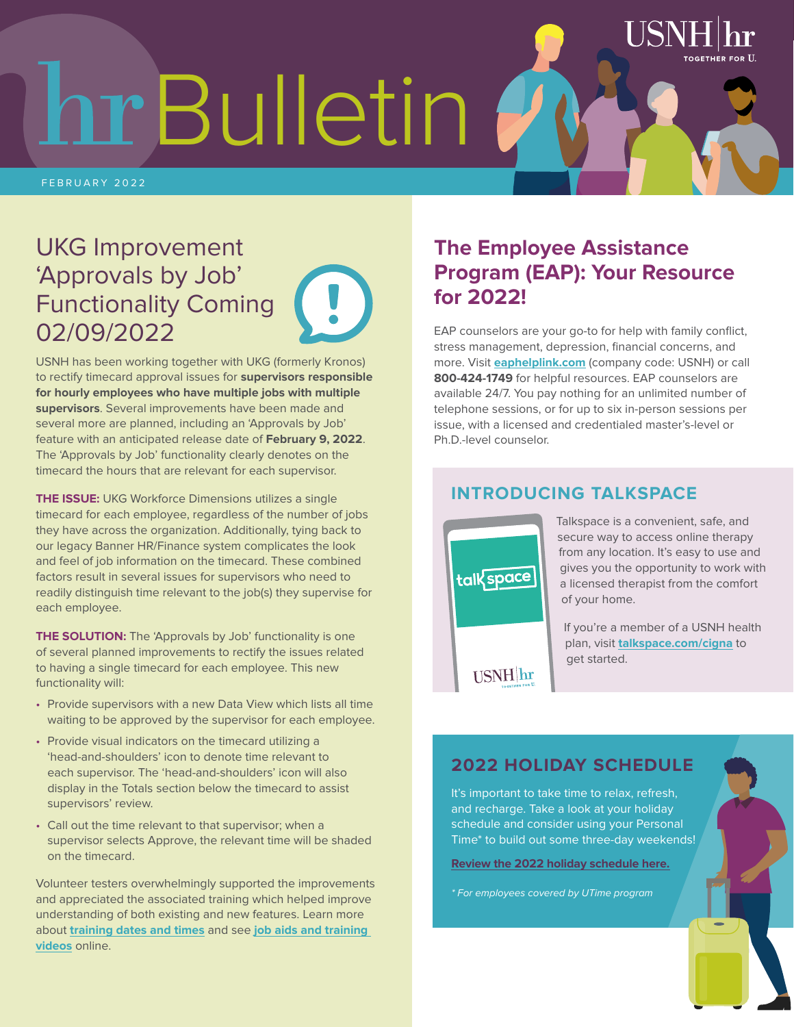# hr Bulletin

FEBRUARY 2022

## UKG Improvement 'Approvals by Job' Functionality Coming 02/09/2022

USNH has been working together with UKG (formerly Kronos) to rectify timecard approval issues for **supervisors responsible for hourly employees who have multiple jobs with multiple supervisors**. Several improvements have been made and several more are planned, including an 'Approvals by Job' feature with an anticipated release date of **February 9, 2022**. The 'Approvals by Job' functionality clearly denotes on the timecard the hours that are relevant for each supervisor.

**THE ISSUE:** UKG Workforce Dimensions utilizes a single timecard for each employee, regardless of the number of jobs they have across the organization. Additionally, tying back to our legacy Banner HR/Finance system complicates the look and feel of job information on the timecard. These combined factors result in several issues for supervisors who need to readily distinguish time relevant to the job(s) they supervise for each employee.

**THE SOLUTION:** The 'Approvals by Job' functionality is one of several planned improvements to rectify the issues related to having a single timecard for each employee. This new functionality will:

- Provide supervisors with a new Data View which lists all time waiting to be approved by the supervisor for each employee.
- Provide visual indicators on the timecard utilizing a 'head-and-shoulders' icon to denote time relevant to each supervisor. The 'head-and-shoulders' icon will also display in the Totals section below the timecard to assist supervisors' review.
- Call out the time relevant to that supervisor; when a supervisor selects Approve, the relevant time will be shaded on the timecard.

Volunteer testers overwhelmingly supported the improvements and appreciated the associated training which helped improve understanding of both existing and new features. Learn more about training dates and times and see job aids and training videos online.

## The Employee Assistance Program (EAP): Your Resource for 2022!

EAP counselors are your go-to for help with family conflict, stress management, depression, financial concerns, and more. Visit **eaphelplink.com** (company code: USNH) or call **800-424-1749** for helpful resources. EAP counselors are available 24/7. You pay nothing for an unlimited number of telephone sessions, or for up to six in-person sessions per issue, with a licensed and credentialed master's-level or Ph.D.-level counselor.

### INTRODUCING TALKSPACE

Talkspace is a convenient, safe, and secure way to access online therapy from any location. It's easy to use and gives you the opportunity to work with a licensed therapist from the comfort of your home.

If you're a member of a USNH health plan, visit **talkspace.com/cigna** to get started.

### 2022 HOLIDAY SCHEDULE

It's important to take time to relax, refresh, and recharge. Take a look at your holiday schedule and consider using your Personal Time* to build out some three-day weekends!

**Review the 2022 holiday schedule here.**

*\* For employees covered by UTime program*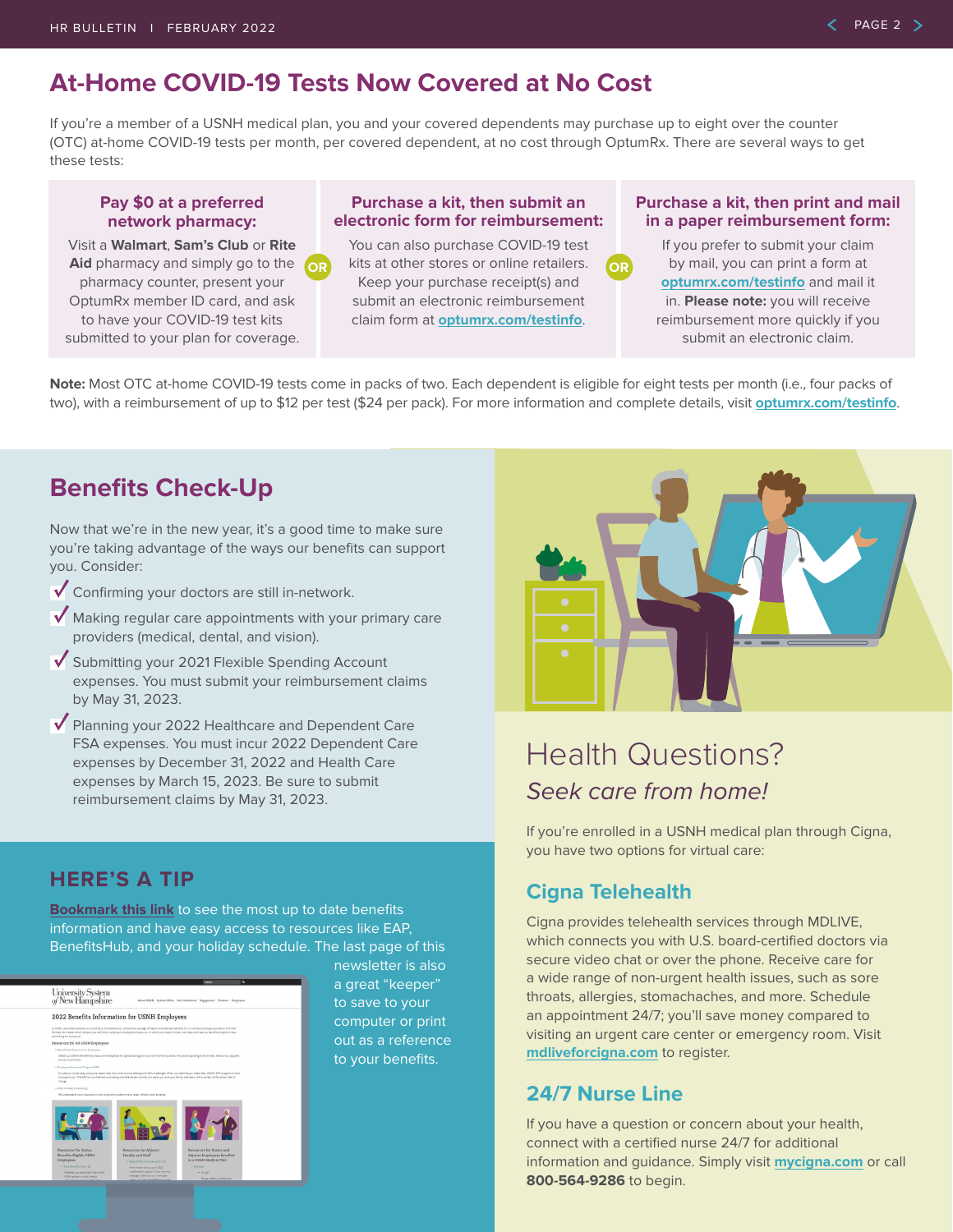# At-Home COVID-19 Tests Now Covered at No Cost

If you're a member of a USNH medical plan, you and your covered dependents may purchase up to eight over the counter (OTC) at-home COVID-19 tests per month, per covered dependent, at no cost through OptumRx. There are several ways to get these tests:

### Pay $0 at a preferred network pharmacy:

Visit a **Walmart**, **Sam's Club** or **Rite Aid** pharmacy and simply go to the pharmacy counter, present your OptumRx member ID card, and ask to have your COVID-19 test kits submitted to your plan for coverage.

**OR**

### Purchase a kit, then submit an electronic form for reimbursement:

You can also purchase COVID-19 test kits at other stores or online retailers. Keep your purchase receipt(s) and submit an electronic reimbursement claim form at optumrx.com/testinfo.

**OR**

### Purchase a kit, then print and mail in a paper reimbursement form:

If you prefer to submit your claim by mail, you can print a form at optumrx.com/testinfo and mail it in. **Please note:** you will receive reimbursement more quickly if you submit an electronic claim.

**Note:** Most OTC at-home COVID-19 tests come in packs of two. Each dependent is eligible for eight tests per month (i.e., four packs of two), with a reimbursement of up to $12 per test ($24 per pack). For more information and complete details, visit optumrx.com/testinfo.

## Benefits Check-Up

Now that we're in the new year, it's a good time to make sure you're taking advantage of the ways our benefits can support you. Consider:

- ✓ Confirming your doctors are still in-network.
- ✓ Making regular care appointments with your primary care providers (medical, dental, and vision).
- ✓ Submitting your 2021 Flexible Spending Account expenses. You must submit your reimbursement claims by May 31, 2023.
- ✓ Planning your 2022 Healthcare and Dependent Care FSA expenses. You must incur 2022 Dependent Care expenses by December 31, 2022 and Health Care expenses by March 15, 2023. Be sure to submit reimbursement claims by May 31, 2023.

## HERE'S A TIP

Bookmark this link to see the most up to date benefits information and have easy access to resources like EAP, BenefitsHub, and your holiday schedule. The last page of this newsletter is also a great "keeper" to save to your computer or print out as a reference to your benefits.

## Health Questions?

*Seek care from home!*

If you're enrolled in a USNH medical plan through Cigna, you have two options for virtual care:

### Cigna Telehealth

Cigna provides telehealth services through MDLIVE, which connects you with U.S. board-certified doctors via secure video chat or over the phone. Receive care for a wide range of non-urgent health issues, such as sore throats, allergies, stomachaches, and more. Schedule an appointment 24/7; you'll save money compared to visiting an urgent care center or emergency room. Visit mdliveforcigna.com to register.

### 24/7 Nurse Line

If you have a question or concern about your health, connect with a certified nurse 24/7 for additional information and guidance. Simply visit mycigna.com or call **800-564-9286** to begin.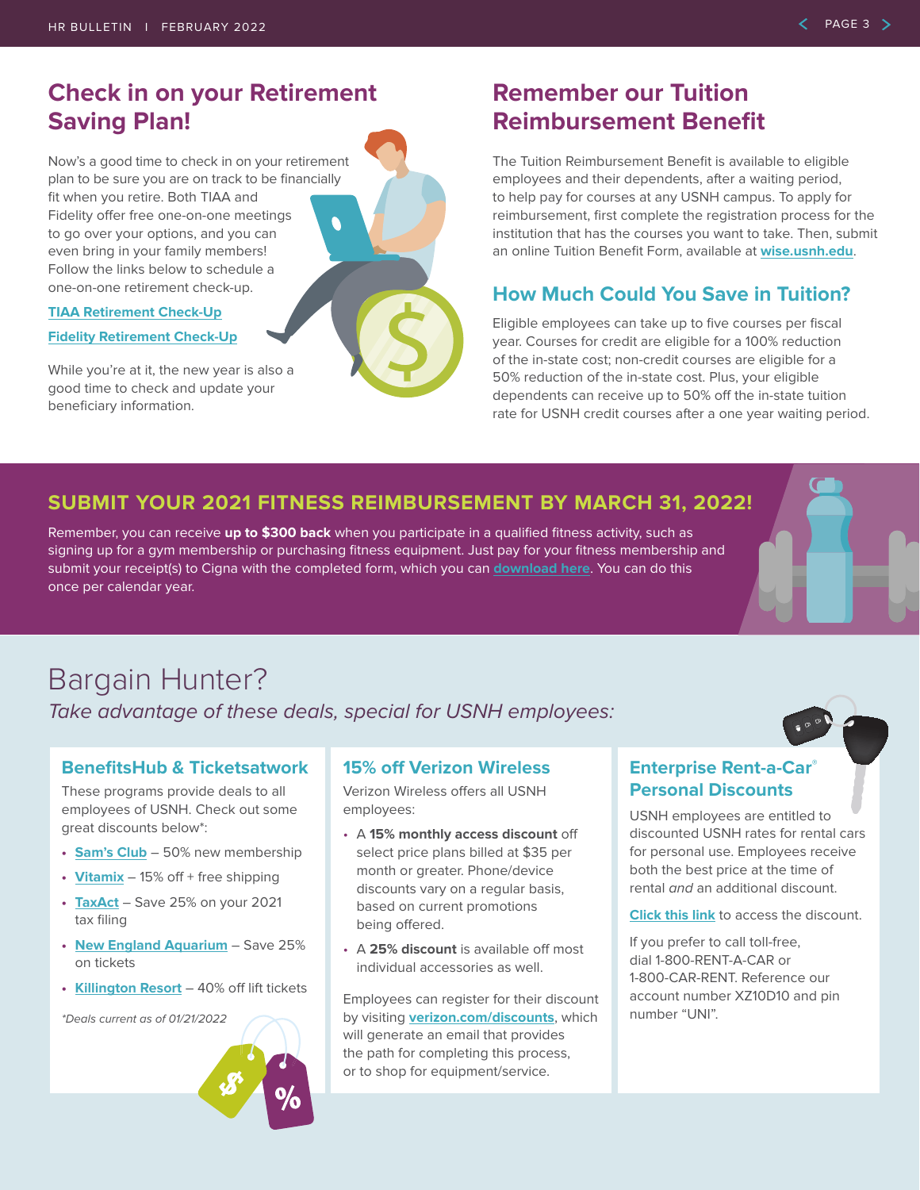## Check in on your Retirement Saving Plan!

Now's a good time to check in on your retirement plan to be sure you are on track to be financially fit when you retire. Both TIAA and Fidelity offer free one-on-one meetings to go over your options, and you can even bring in your family members! Follow the links below to schedule a one-on-one retirement check-up.

[TIAA Retirement Check-Up]

[Fidelity Retirement Check-Up]

While you're at it, the new year is also a good time to check and update your beneficiary information.

## Remember our Tuition Reimbursement Benefit

The Tuition Reimbursement Benefit is available to eligible employees and their dependents, after a waiting period, to help pay for courses at any USNH campus. To apply for reimbursement, first complete the registration process for the institution that has the courses you want to take. Then, submit an online Tuition Benefit Form, available at **wise.usnh.edu**.

### How Much Could You Save in Tuition?

Eligible employees can take up to five courses per fiscal year. Courses for credit are eligible for a 100% reduction of the in-state cost; non-credit courses are eligible for a 50% reduction of the in-state cost. Plus, your eligible dependents can receive up to 50% off the in-state tuition rate for USNH credit courses after a one year waiting period.

## SUBMIT YOUR 2021 FITNESS REIMBURSEMENT BY MARCH 31, 2022!

Remember, you can receive **up to $300 back** when you participate in a qualified fitness activity, such as signing up for a gym membership or purchasing fitness equipment. Just pay for your fitness membership and submit your receipt(s) to Cigna with the completed form, which you can **download here**. You can do this once per calendar year.

# Bargain Hunter?

*Take advantage of these deals, special for USNH employees:*

### BenefitsHub & Ticketsatwork

These programs provide deals to all employees of USNH. Check out some great discounts below*:

- **Sam's Club** – 50% new membership
- **Vitamix** – 15% off + free shipping
- **TaxAct** – Save 25% on your 2021 tax filing
- **New England Aquarium** – Save 25% on tickets
- **Killington Resort** – 40% off lift tickets

*\*Deals current as of 01/21/2022*

### 15% off Verizon Wireless

Verizon Wireless offers all USNH employees:

- A **15% monthly access discount** off select price plans billed at $35 per month or greater. Phone/device discounts vary on a regular basis, based on current promotions being offered.
- A **25% discount** is available off most individual accessories as well.

Employees can register for their discount by visiting **verizon.com/discounts**, which will generate an email that provides the path for completing this process, or to shop for equipment/service.

### Enterprise Rent-a-Car® Personal Discounts

USNH employees are entitled to discounted USNH rates for rental cars for personal use. Employees receive both the best price at the time of rental *and* an additional discount.

**Click this link** to access the discount.

If you prefer to call toll-free, dial 1-800-RENT-A-CAR or 1-800-CAR-RENT. Reference our account number XZ10D10 and pin number "UNI".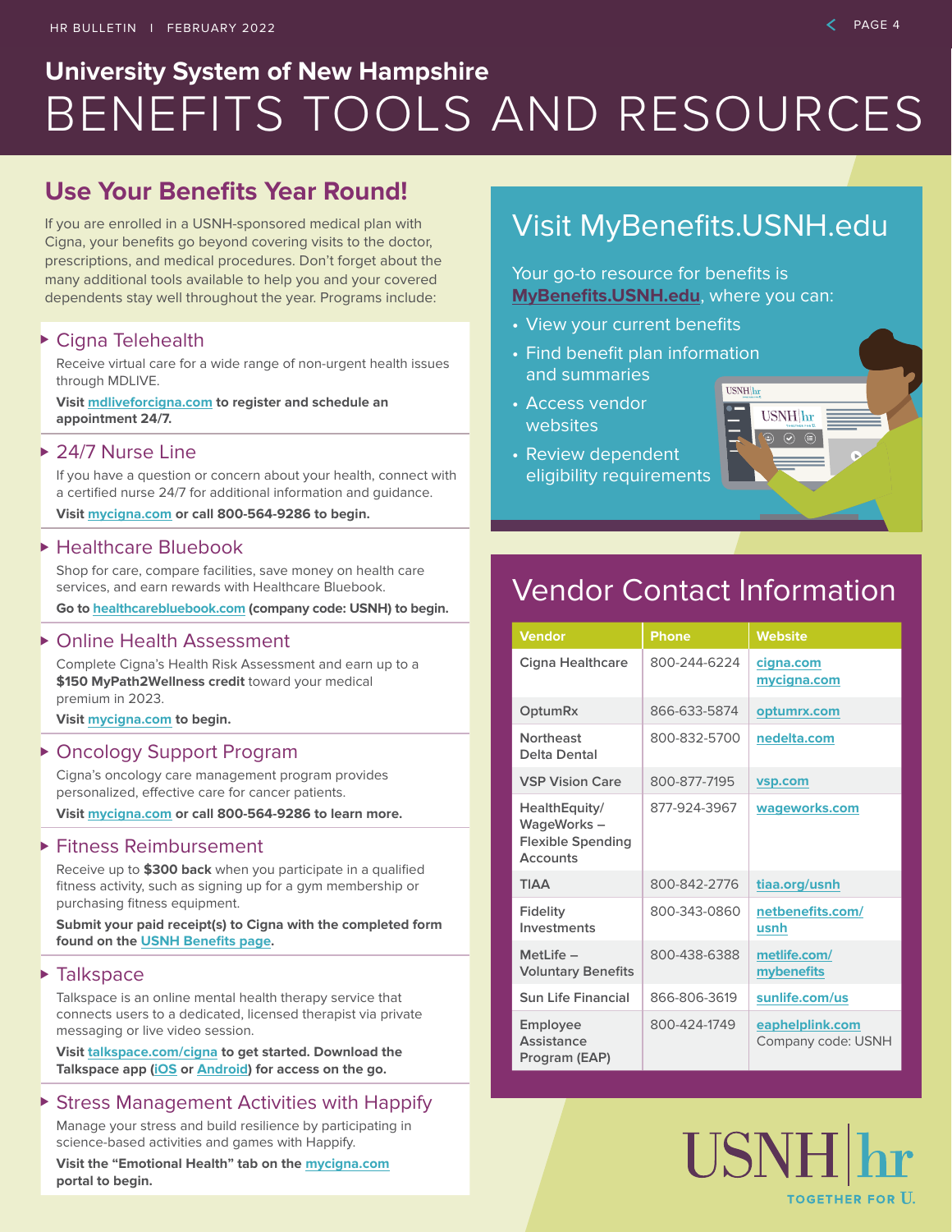# University System of New Hampshire
# BENEFITS TOOLS AND RESOURCES

## Use Your Benefits Year Round!

If you are enrolled in a USNH-sponsored medical plan with Cigna, your benefits go beyond covering visits to the doctor, prescriptions, and medical procedures. Don't forget about the many additional tools available to help you and your covered dependents stay well throughout the year. Programs include:

### Cigna Telehealth

Receive virtual care for a wide range of non-urgent health issues through MDLIVE.

**Visit mdliveforcigna.com to register and schedule an appointment 24/7.**

### 24/7 Nurse Line

If you have a question or concern about your health, connect with a certified nurse 24/7 for additional information and guidance.

**Visit mycigna.com or call 800-564-9286 to begin.**

### Healthcare Bluebook

Shop for care, compare facilities, save money on health care services, and earn rewards with Healthcare Bluebook.

**Go to healthcarebluebook.com (company code: USNH) to begin.**

### Online Health Assessment

Complete Cigna's Health Risk Assessment and earn up to a **$150 MyPath2Wellness credit** toward your medical premium in 2023.

**Visit mycigna.com to begin.**

### Oncology Support Program

Cigna's oncology care management program provides personalized, effective care for cancer patients.

**Visit mycigna.com or call 800-564-9286 to learn more.**

### Fitness Reimbursement

Receive up to **$300 back** when you participate in a qualified fitness activity, such as signing up for a gym membership or purchasing fitness equipment.

**Submit your paid receipt(s) to Cigna with the completed form found on the USNH Benefits page.**

### Talkspace

Talkspace is an online mental health therapy service that connects users to a dedicated, licensed therapist via private messaging or live video session.

**Visit talkspace.com/cigna to get started. Download the Talkspace app (iOS or Android) for access on the go.**

### Stress Management Activities with Happify

Manage your stress and build resilience by participating in science-based activities and games with Happify.

**Visit the "Emotional Health" tab on the mycigna.com portal to begin.**

## Visit MyBenefits.USNH.edu

Your go-to resource for benefits is MyBenefits.USNH.edu, where you can:

- View your current benefits
- Find benefit plan information and summaries
- Access vendor websites
- Review dependent eligibility requirements

## Vendor Contact Information

| Vendor | Phone | Website |
|---|---|---|
| Cigna Healthcare | 800-244-6224 | cigna.com<br>mycigna.com |
| OptumRx | 866-633-5874 | optumrx.com |
| Northeast Delta Dental | 800-832-5700 | nedelta.com |
| VSP Vision Care | 800-877-7195 | vsp.com |
| HealthEquity/ WageWorks – Flexible Spending Accounts | 877-924-3967 | wageworks.com |
| TIAA | 800-842-2776 | tiaa.org/usnh |
| Fidelity Investments | 800-343-0860 | netbenefits.com/usnh |
| MetLife – Voluntary Benefits | 800-438-6388 | metlife.com/mybenefits |
| Sun Life Financial | 866-806-3619 | sunlife.com/us |
| Employee Assistance Program (EAP) | 800-424-1749 | eaphelplink.com<br>Company code: USNH |

USNH | hr
TOGETHER FOR U.